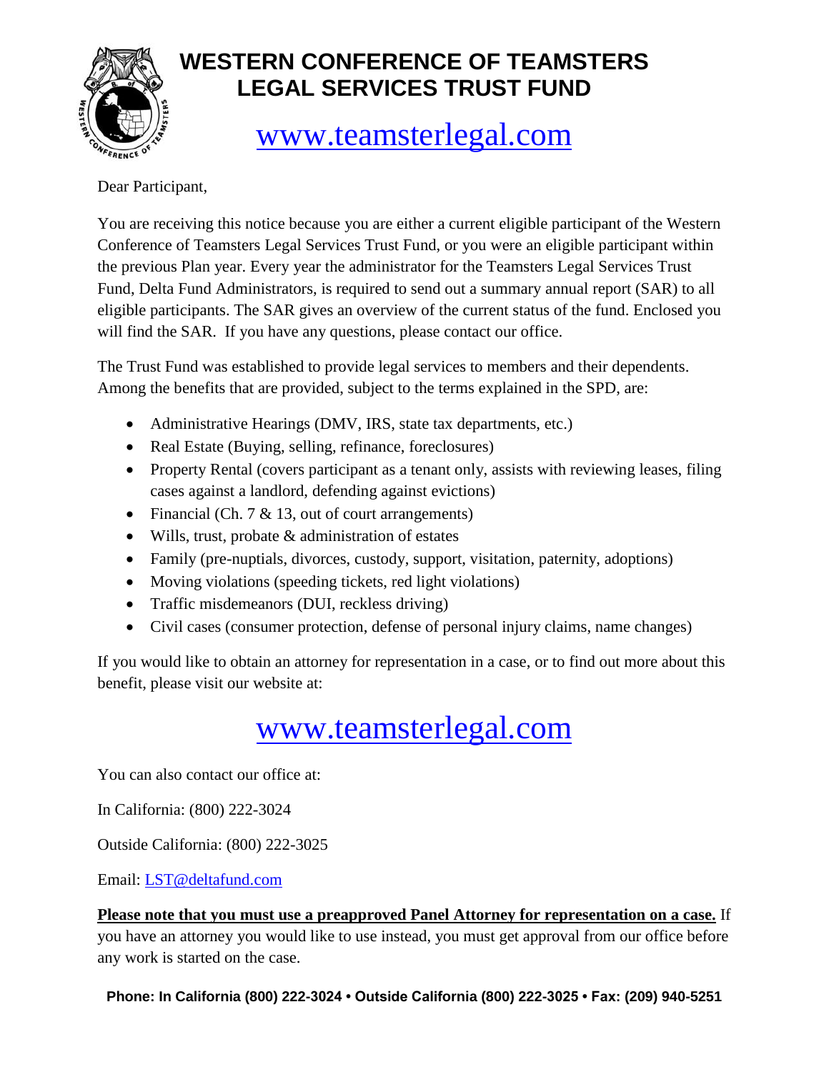# WESTERN CONFERENCE OF TEAMSTERS LEGAL SERVICES TRUST FUND

## www.teamsterlegal.com

Dear Participant,

You are receiving this notice because you are either a current eligible participant of the Western Conference of Teamsters Legal Services Trust Fund, or you were an eligible participant within the previous Plan year. Every year the administrator for the Teamsters Legal Services Trust Fund, Delta Fund Administrators, is required to send out a summary annual report (SAR) to all eligible participants. The SAR gives an overview of the current status of the fund. Enclosed you will find the SAR. If you have any questions, please contact our office.

The Trust Fund was established to provide legal services to members and their dependents. Among the benefits that are provided, subject to the terms explained in the SPD, are:

- Administrative Hearings (DMV, IRS, state tax departments, etc.)
- Real Estate (Buying, selling, refinance, foreclosures)
- Property Rental (covers participant as a tenant only, assists with reviewing leases, filing cases against a landlord, defending against evictions)
- Financial (Ch. 7 & 13, out of court arrangements)
- Wills, trust, probate & administration of estates
- Family (pre-nuptials, divorces, custody, support, visitation, paternity, adoptions)
- Moving violations (speeding tickets, red light violations)
- Traffic misdemeanors (DUI, reckless driving)
- Civil cases (consumer protection, defense of personal injury claims, name changes)

If you would like to obtain an attorney for representation in a case, or to find out more about this benefit, please visit our website at:

## www.teamsterlegal.com

You can also contact our office at:

In California: (800) 222-3024

Outside California: (800) 222-3025

Email: LST@deltafund.com

**Please note that you must use a preapproved Panel Attorney for representation on a case.** If you have an attorney you would like to use instead, you must get approval from our office before any work is started on the case.

**Phone: In California (800) 222-3024 • Outside California (800) 222-3025 • Fax: (209) 940-5251**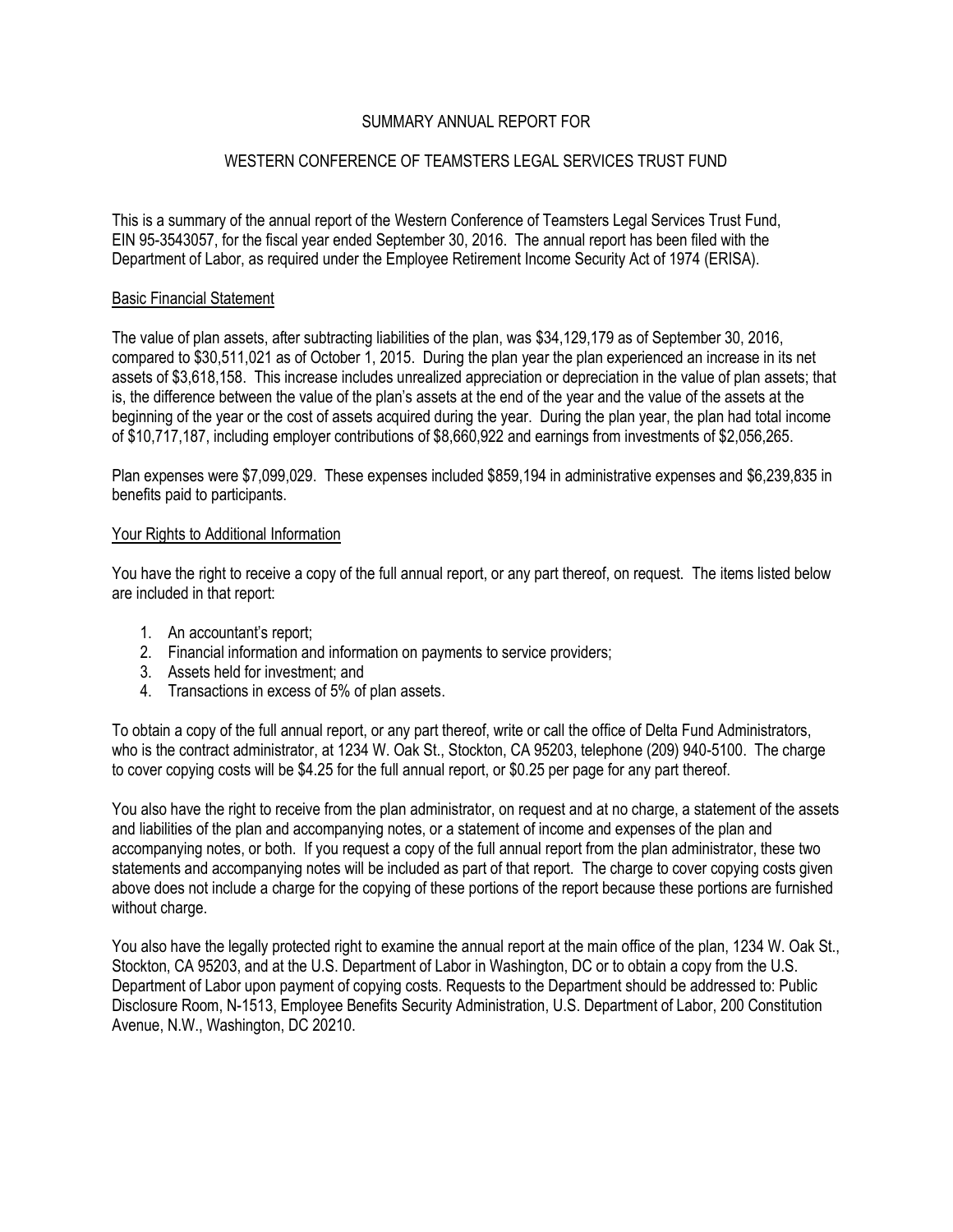# SUMMARY ANNUAL REPORT FOR

# WESTERN CONFERENCE OF TEAMSTERS LEGAL SERVICES TRUST FUND

This is a summary of the annual report of the Western Conference of Teamsters Legal Services Trust Fund, EIN 95-3543057, for the fiscal year ended September 30, 2016. The annual report has been filed with the Department of Labor, as required under the Employee Retirement Income Security Act of 1974 (ERISA).

## Basic Financial Statement

The value of plan assets, after subtracting liabilities of the plan, was $34,129,179 as of September 30, 2016, compared to $30,511,021 as of October 1, 2015. During the plan year the plan experienced an increase in its net assets of $3,618,158. This increase includes unrealized appreciation or depreciation in the value of plan assets; that is, the difference between the value of the plan's assets at the end of the year and the value of the assets at the beginning of the year or the cost of assets acquired during the year. During the plan year, the plan had total income of $10,717,187, including employer contributions of $8,660,922 and earnings from investments of $2,056,265.

Plan expenses were $7,099,029. These expenses included $859,194 in administrative expenses and $6,239,835 in benefits paid to participants.

## Your Rights to Additional Information

You have the right to receive a copy of the full annual report, or any part thereof, on request. The items listed below are included in that report:

1. An accountant's report;
2. Financial information and information on payments to service providers;
3. Assets held for investment; and
4. Transactions in excess of 5% of plan assets.

To obtain a copy of the full annual report, or any part thereof, write or call the office of Delta Fund Administrators, who is the contract administrator, at 1234 W. Oak St., Stockton, CA 95203, telephone (209) 940-5100. The charge to cover copying costs will be $4.25 for the full annual report, or $0.25 per page for any part thereof.

You also have the right to receive from the plan administrator, on request and at no charge, a statement of the assets and liabilities of the plan and accompanying notes, or a statement of income and expenses of the plan and accompanying notes, or both. If you request a copy of the full annual report from the plan administrator, these two statements and accompanying notes will be included as part of that report. The charge to cover copying costs given above does not include a charge for the copying of these portions of the report because these portions are furnished without charge.

You also have the legally protected right to examine the annual report at the main office of the plan, 1234 W. Oak St., Stockton, CA 95203, and at the U.S. Department of Labor in Washington, DC or to obtain a copy from the U.S. Department of Labor upon payment of copying costs. Requests to the Department should be addressed to: Public Disclosure Room, N-1513, Employee Benefits Security Administration, U.S. Department of Labor, 200 Constitution Avenue, N.W., Washington, DC 20210.